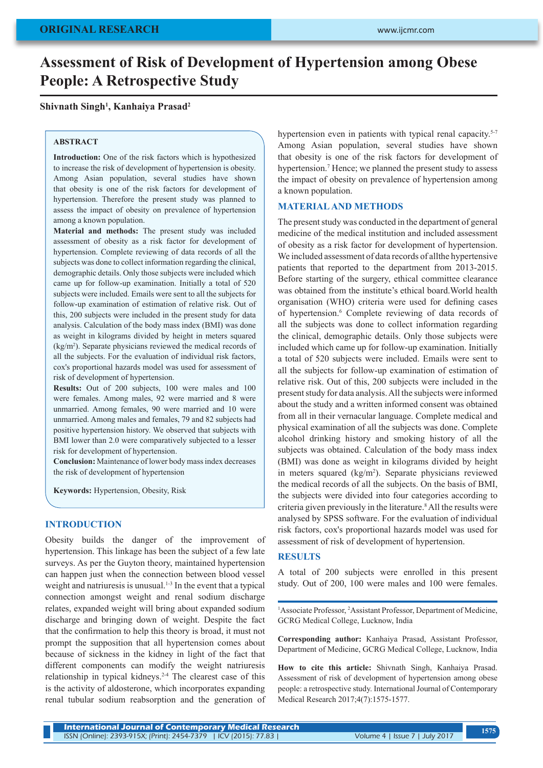ORIGINAL RESEARCH

# Assessment of Risk of Development of Hypertension among Obese People: A Retrospective Study

**Shivnath Singh[1], Kanhaiya Prasad[2]**

## ABSTRACT

**Introduction:** One of the risk factors which is hypothesized to increase the risk of development of hypertension is obesity. Among Asian population, several studies have shown that obesity is one of the risk factors for development of hypertension. Therefore the present study was planned to assess the impact of obesity on prevalence of hypertension among a known population.

**Material and methods:** The present study was included assessment of obesity as a risk factor for development of hypertension. Complete reviewing of data records of all the subjects was done to collect information regarding the clinical, demographic details. Only those subjects were included which came up for follow-up examination. Initially a total of 520 subjects were included. Emails were sent to all the subjects for follow-up examination of estimation of relative risk. Out of this, 200 subjects were included in the present study for data analysis. Calculation of the body mass index (BMI) was done as weight in kilograms divided by height in meters squared ($kg/m^2$). Separate physicians reviewed the medical records of all the subjects. For the evaluation of individual risk factors, cox's proportional hazards model was used for assessment of risk of development of hypertension.

**Results:** Out of 200 subjects, 100 were males and 100 were females. Among males, 92 were married and 8 were unmarried. Among females, 90 were married and 10 were unmarried. Among males and females, 79 and 82 subjects had positive hypertension history. We observed that subjects with BMI lower than 2.0 were comparatively subjected to a lesser risk for development of hypertension.

**Conclusion:** Maintenance of lower body mass index decreases the risk of development of hypertension

**Keywords:** Hypertension, Obesity, Risk

## INTRODUCTION

Obesity builds the danger of the improvement of hypertension. This linkage has been the subject of a few late surveys. As per the Guyton theory, maintained hypertension can happen just when the connection between blood vessel weight and natriuresis is unusual.[1-3] In the event that a typical connection amongst weight and renal sodium discharge relates, expanded weight will bring about expanded sodium discharge and bringing down of weight. Despite the fact that the confirmation to help this theory is broad, it must not prompt the supposition that all hypertension comes about because of sickness in the kidney in light of the fact that different components can modify the weight natriuresis relationship in typical kidneys.[2-4] The clearest case of this is the activity of aldosterone, which incorporates expanding renal tubular sodium reabsorption and the generation of hypertension even in patients with typical renal capacity.[5-7] Among Asian population, several studies have shown that obesity is one of the risk factors for development of hypertension.[7] Hence; we planned the present study to assess the impact of obesity on prevalence of hypertension among a known population.

## MATERIAL AND METHODS

The present study was conducted in the department of general medicine of the medical institution and included assessment of obesity as a risk factor for development of hypertension. We included assessment of data records of allthe hypertensive patients that reported to the department from 2013-2015. Before starting of the surgery, ethical committee clearance was obtained from the institute's ethical board.World health organisation (WHO) criteria were used for defining cases of hypertension.[6] Complete reviewing of data records of all the subjects was done to collect information regarding the clinical, demographic details. Only those subjects were included which came up for follow-up examination. Initially a total of 520 subjects were included. Emails were sent to all the subjects for follow-up examination of estimation of relative risk. Out of this, 200 subjects were included in the present study for data analysis. All the subjects were informed about the study and a written informed consent was obtained from all in their vernacular language. Complete medical and physical examination of all the subjects was done. Complete alcohol drinking history and smoking history of all the subjects was obtained. Calculation of the body mass index (BMI) was done as weight in kilograms divided by height in meters squared ($kg/m^2$). Separate physicians reviewed the medical records of all the subjects. On the basis of BMI, the subjects were divided into four categories according to criteria given previously in the literature.[8] All the results were analysed by SPSS software. For the evaluation of individual risk factors, cox's proportional hazards model was used for assessment of risk of development of hypertension.

## RESULTS

A total of 200 subjects were enrolled in this present study. Out of 200, 100 were males and 100 were females.

[1]Associate Professor, [2]Assistant Professor, Department of Medicine, GCRG Medical College, Lucknow, India

**Corresponding author:** Kanhaiya Prasad, Assistant Professor, Department of Medicine, GCRG Medical College, Lucknow, India

**How to cite this article:** Shivnath Singh, Kanhaiya Prasad. Assessment of risk of development of hypertension among obese people: a retrospective study. International Journal of Contemporary Medical Research 2017;4(7):1575-1577.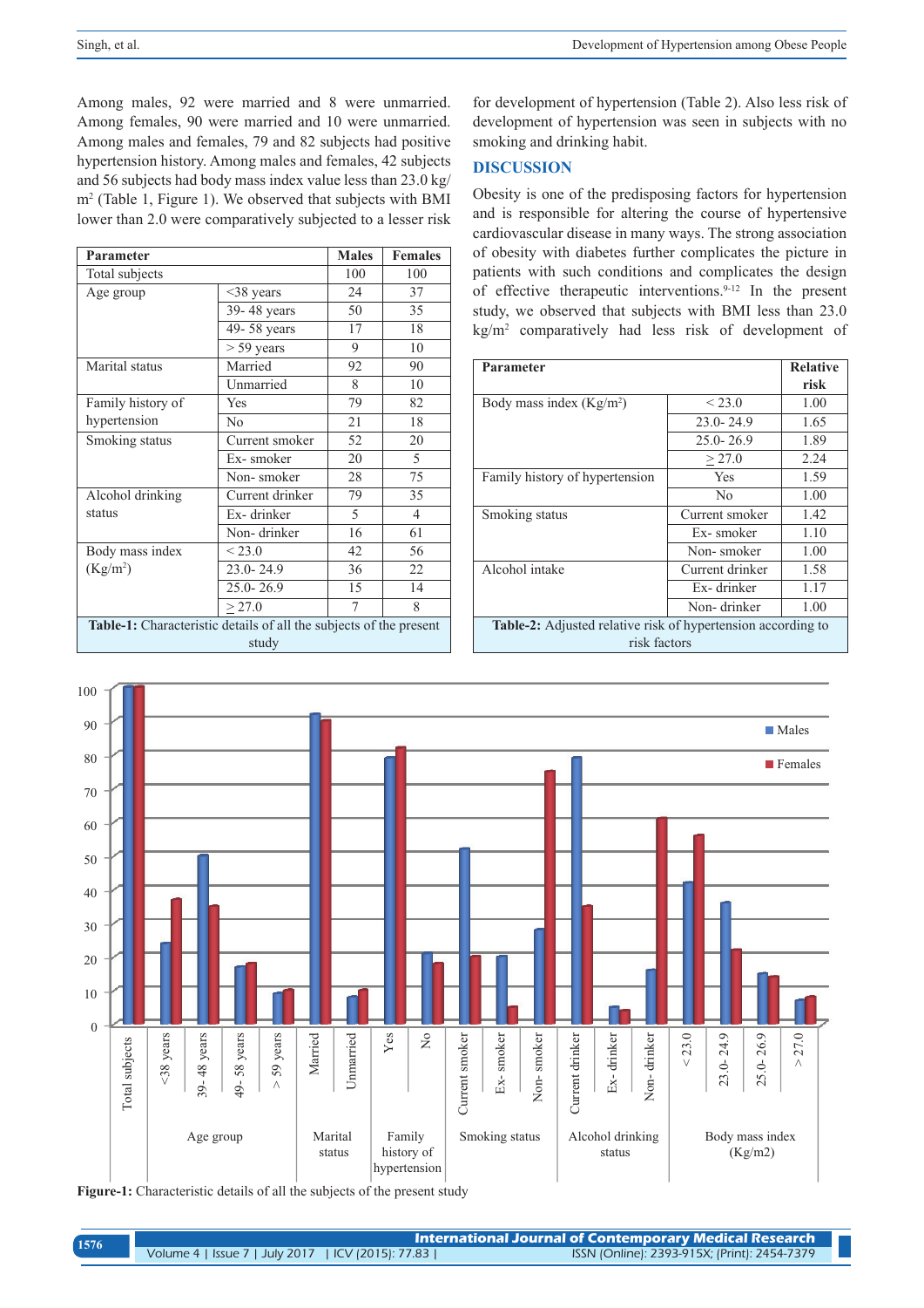Among males, 92 were married and 8 were unmarried. Among females, 90 were married and 10 were unmarried. Among males and females, 79 and 82 subjects had positive hypertension history. Among males and females, 42 subjects and 56 subjects had body mass index value less than 23.0 kg/m$^2$ (Table 1, Figure 1). We observed that subjects with BMI lower than 2.0 were comparatively subjected to a lesser risk for development of hypertension (Table 2). Also less risk of development of hypertension was seen in subjects with no smoking and drinking habit.

| Parameter | | Males | Females |
|---|---|---|---|
| Total subjects | | 100 | 100 |
| Age group | <38 years | 24 | 37 |
| | 39- 48 years | 50 | 35 |
| | 49- 58 years | 17 | 18 |
| | > 59 years | 9 | 10 |
| Marital status | Married | 92 | 90 |
| | Unmarried | 8 | 10 |
| Family history of hypertension | Yes | 79 | 82 |
| | No | 21 | 18 |
| Smoking status | Current smoker | 52 | 20 |
| | Ex- smoker | 20 | 5 |
| | Non- smoker | 28 | 75 |
| Alcohol drinking status | Current drinker | 79 | 35 |
| | Ex- drinker | 5 | 4 |
| | Non- drinker | 16 | 61 |
| Body mass index (Kg/m$^2$) | < 23.0 | 42 | 56 |
| | 23.0- 24.9 | 36 | 22 |
| | 25.0- 26.9 | 15 | 14 |
| | ≥ 27.0 | 7 | 8 |

**Table-1:** Characteristic details of all the subjects of the present study

## DISCUSSION

Obesity is one of the predisposing factors for hypertension and is responsible for altering the course of hypertensive cardiovascular disease in many ways. The strong association of obesity with diabetes further complicates the picture in patients with such conditions and complicates the design of effective therapeutic interventions.[9-12] In the present study, we observed that subjects with BMI less than 23.0 kg/m$^2$ comparatively had less risk of development of

| Parameter | | Relative risk |
|---|---|---|
| Body mass index (Kg/m$^2$) | < 23.0 | 1.00 |
| | 23.0- 24.9 | 1.65 |
| | 25.0- 26.9 | 1.89 |
| | ≥ 27.0 | 2.24 |
| Family history of hypertension | Yes | 1.59 |
| | No | 1.00 |
| Smoking status | Current smoker | 1.42 |
| | Ex- smoker | 1.10 |
| | Non- smoker | 1.00 |
| Alcohol intake | Current drinker | 1.58 |
| | Ex- drinker | 1.17 |
| | Non- drinker | 1.00 |

**Table-2:** Adjusted relative risk of hypertension according to risk factors

**Figure-1:** Characteristic details of all the subjects of the present study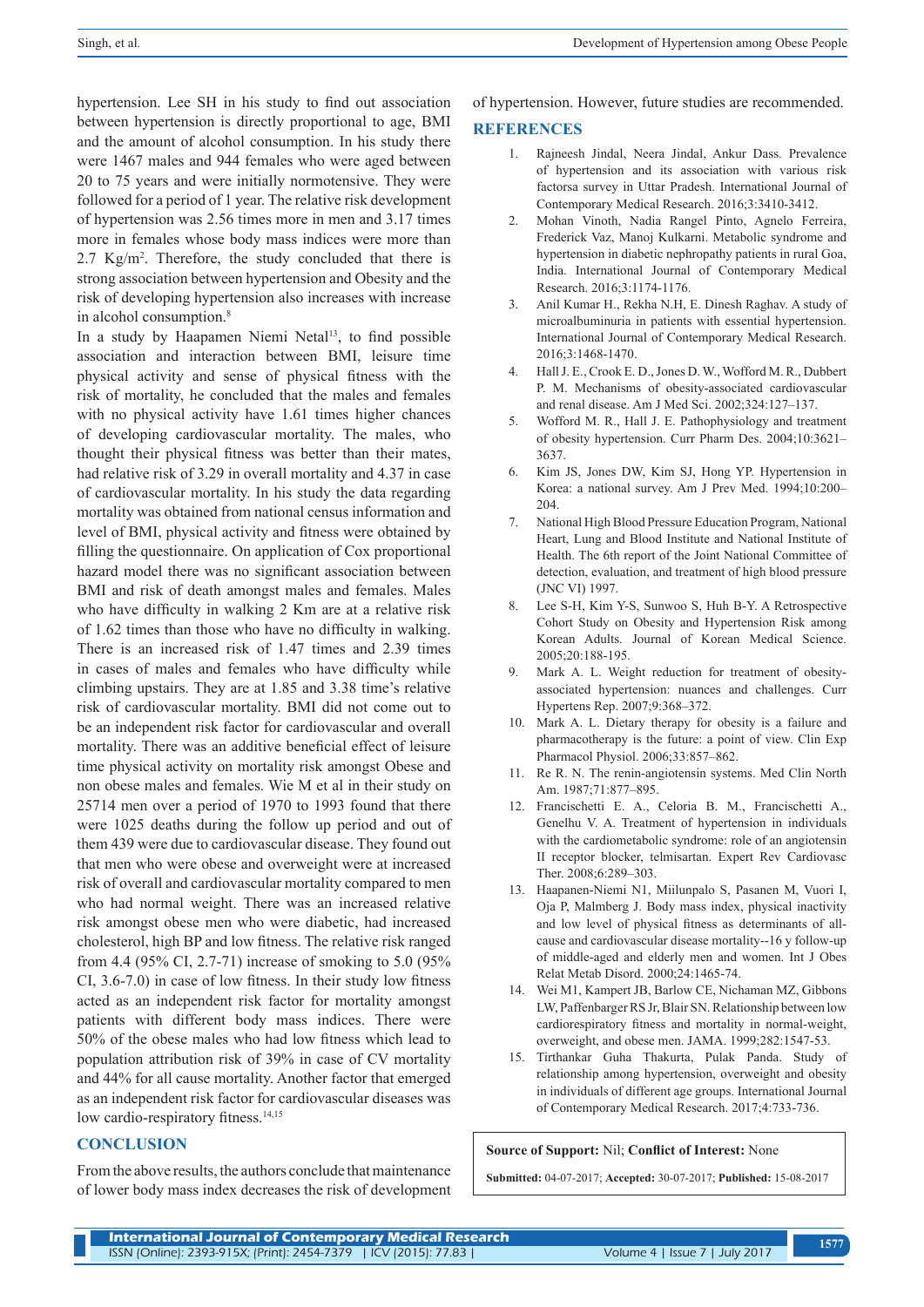hypertension. Lee SH in his study to find out association between hypertension is directly proportional to age, BMI and the amount of alcohol consumption. In his study there were 1467 males and 944 females who were aged between 20 to 75 years and were initially normotensive. They were followed for a period of 1 year. The relative risk development of hypertension was 2.56 times more in men and 3.17 times more in females whose body mass indices were more than 2.7 $Kg/m^2$. Therefore, the study concluded that there is strong association between hypertension and Obesity and the risk of developing hypertension also increases with increase in alcohol consumption.[8]

In a study by Haapamen Niemi Netal[13], to find possible association and interaction between BMI, leisure time physical activity and sense of physical fitness with the risk of mortality, he concluded that the males and females with no physical activity have 1.61 times higher chances of developing cardiovascular mortality. The males, who thought their physical fitness was better than their mates, had relative risk of 3.29 in overall mortality and 4.37 in case of cardiovascular mortality. In his study the data regarding mortality was obtained from national census information and level of BMI, physical activity and fitness were obtained by filling the questionnaire. On application of Cox proportional hazard model there was no significant association between BMI and risk of death amongst males and females. Males who have difficulty in walking 2 Km are at a relative risk of 1.62 times than those who have no difficulty in walking. There is an increased risk of 1.47 times and 2.39 times in cases of males and females who have difficulty while climbing upstairs. They are at 1.85 and 3.38 time's relative risk of cardiovascular mortality. BMI did not come out to be an independent risk factor for cardiovascular and overall mortality. There was an additive beneficial effect of leisure time physical activity on mortality risk amongst Obese and non obese males and females. Wie M et al in their study on 25714 men over a period of 1970 to 1993 found that there were 1025 deaths during the follow up period and out of them 439 were due to cardiovascular disease. They found out that men who were obese and overweight were at increased risk of overall and cardiovascular mortality compared to men who had normal weight. There was an increased relative risk amongst obese men who were diabetic, had increased cholesterol, high BP and low fitness. The relative risk ranged from 4.4 (95% CI, 2.7-71) increase of smoking to 5.0 (95% CI, 3.6-7.0) in case of low fitness. In their study low fitness acted as an independent risk factor for mortality amongst patients with different body mass indices. There were 50% of the obese males who had low fitness which lead to population attribution risk of 39% in case of CV mortality and 44% for all cause mortality. Another factor that emerged as an independent risk factor for cardiovascular diseases was low cardio-respiratory fitness.[14,15]

## CONCLUSION

From the above results, the authors conclude that maintenance of lower body mass index decreases the risk of development of hypertension. However, future studies are recommended.

## REFERENCES

1. Rajneesh Jindal, Neera Jindal, Ankur Dass. Prevalence of hypertension and its association with various risk factorsa survey in Uttar Pradesh. International Journal of Contemporary Medical Research. 2016;3:3410-3412.
2. Mohan Vinoth, Nadia Rangel Pinto, Agnelo Ferreira, Frederick Vaz, Manoj Kulkarni. Metabolic syndrome and hypertension in diabetic nephropathy patients in rural Goa, India. International Journal of Contemporary Medical Research. 2016;3:1174-1176.
3. Anil Kumar H., Rekha N.H, E. Dinesh Raghav. A study of microalbuminuria in patients with essential hypertension. International Journal of Contemporary Medical Research. 2016;3:1468-1470.
4. Hall J. E., Crook E. D., Jones D. W., Wofford M. R., Dubbert P. M. Mechanisms of obesity-associated cardiovascular and renal disease. Am J Med Sci. 2002;324:127–137.
5. Wofford M. R., Hall J. E. Pathophysiology and treatment of obesity hypertension. Curr Pharm Des. 2004;10:3621–3637.
6. Kim JS, Jones DW, Kim SJ, Hong YP. Hypertension in Korea: a national survey. Am J Prev Med. 1994;10:200–204.
7. National High Blood Pressure Education Program, National Heart, Lung and Blood Institute and National Institute of Health. The 6th report of the Joint National Committee of detection, evaluation, and treatment of high blood pressure (JNC VI) 1997.
8. Lee S-H, Kim Y-S, Sunwoo S, Huh B-Y. A Retrospective Cohort Study on Obesity and Hypertension Risk among Korean Adults. Journal of Korean Medical Science. 2005;20:188-195.
9. Mark A. L. Weight reduction for treatment of obesity-associated hypertension: nuances and challenges. Curr Hypertens Rep. 2007;9:368–372.
10. Mark A. L. Dietary therapy for obesity is a failure and pharmacotherapy is the future: a point of view. Clin Exp Pharmacol Physiol. 2006;33:857–862.
11. Re R. N. The renin-angiotensin systems. Med Clin North Am. 1987;71:877–895.
12. Francischetti E. A., Celoria B. M., Francischetti A., Genelhu V. A. Treatment of hypertension in individuals with the cardiometabolic syndrome: role of an angiotensin II receptor blocker, telmisartan. Expert Rev Cardiovasc Ther. 2008;6:289–303.
13. Haapanen-Niemi N1, Miilunpalo S, Pasanen M, Vuori I, Oja P, Malmberg J. Body mass index, physical inactivity and low level of physical fitness as determinants of all-cause and cardiovascular disease mortality--16 y follow-up of middle-aged and elderly men and women. Int J Obes Relat Metab Disord. 2000;24:1465-74.
14. Wei M1, Kampert JB, Barlow CE, Nichaman MZ, Gibbons LW, Paffenbarger RS Jr, Blair SN. Relationship between low cardiorespiratory fitness and mortality in normal-weight, overweight, and obese men. JAMA. 1999;282:1547-53.
15. Tirthankar Guha Thakurta, Pulak Panda. Study of relationship among hypertension, overweight and obesity in individuals of different age groups. International Journal of Contemporary Medical Research. 2017;4:733-736.

**Source of Support:** Nil; **Conflict of Interest:** None

**Submitted:** 04-07-2017; **Accepted:** 30-07-2017; **Published:** 15-08-2017